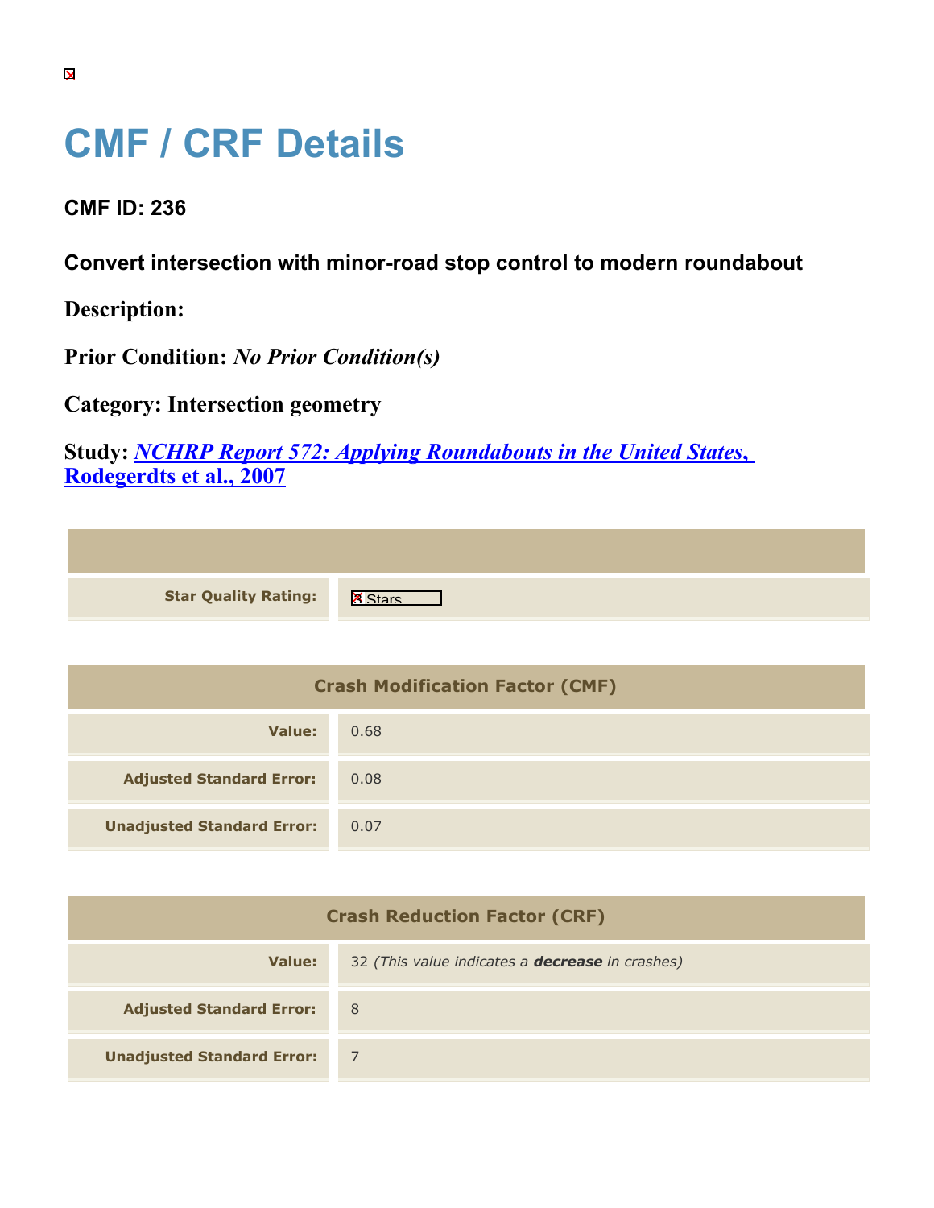# CMF / CRF Details

## CMF ID: 236

### Convert intersection with minor-road stop control to modern roundabout

**Description:**

**Prior Condition:** *No Prior Condition(s)*

**Category:** Intersection geometry

**Study:** *NCHRP Report 572: Applying Roundabouts in the United States,* Rodegerdts et al., 2007

| | |
|---|---|
| **Star Quality Rating:** | 3 Stars |

| Crash Modification Factor (CMF) | |
|---|---|
| **Value:** | 0.68 |
| **Adjusted Standard Error:** | 0.08 |
| **Unadjusted Standard Error:** | 0.07 |

| Crash Reduction Factor (CRF) | |
|---|---|
| **Value:** | 32 *(This value indicates a **decrease** in crashes)* |
| **Adjusted Standard Error:** | 8 |
| **Unadjusted Standard Error:** | 7 |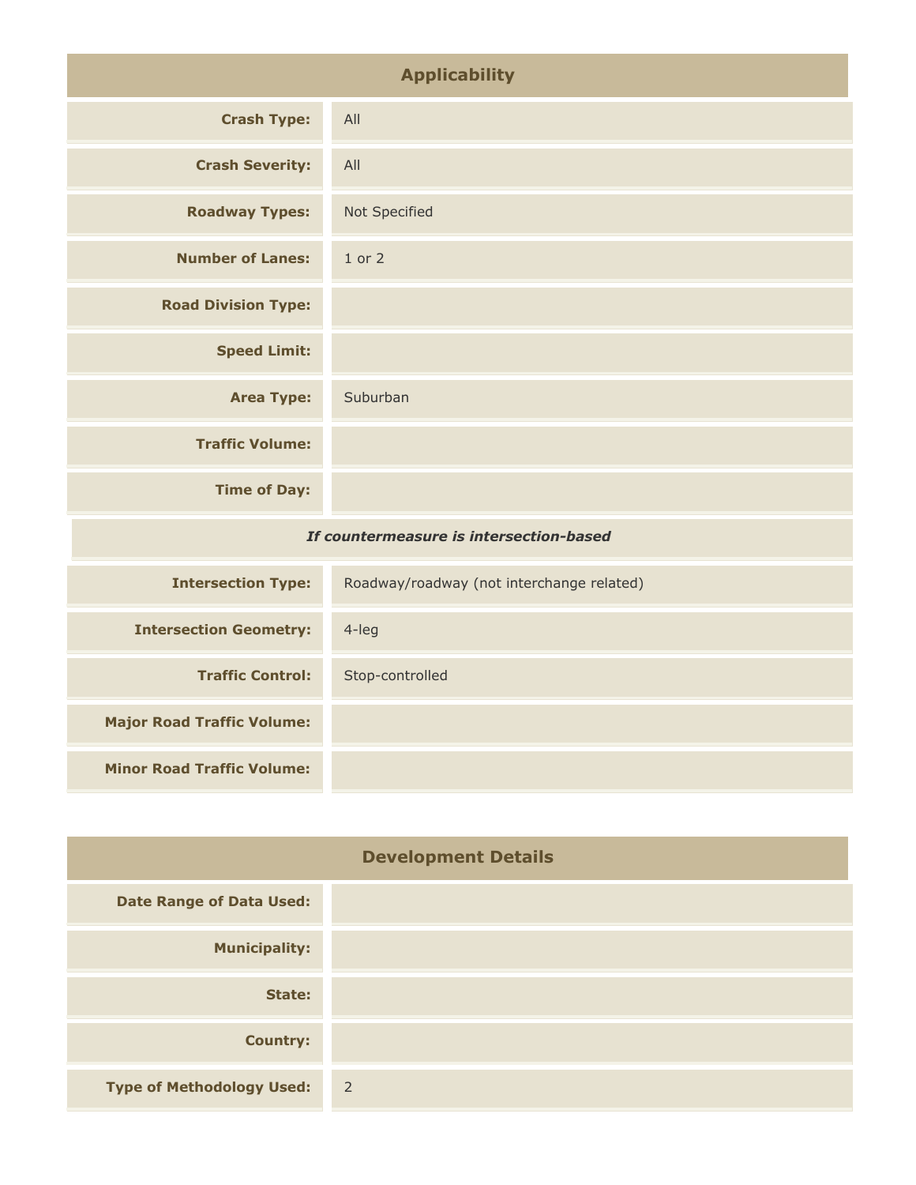## Applicability

| | |
|---|---|
| **Crash Type:** | All |
| **Crash Severity:** | All |
| **Roadway Types:** | Not Specified |
| **Number of Lanes:** | 1 or 2 |
| **Road Division Type:** | |
| **Speed Limit:** | |
| **Area Type:** | Suburban |
| **Traffic Volume:** | |
| **Time of Day:** | |
| ***If countermeasure is intersection-based*** | |
| **Intersection Type:** | Roadway/roadway (not interchange related) |
| **Intersection Geometry:** | 4-leg |
| **Traffic Control:** | Stop-controlled |
| **Major Road Traffic Volume:** | |
| **Minor Road Traffic Volume:** | |

## Development Details

| | |
|---|---|
| **Date Range of Data Used:** | |
| **Municipality:** | |
| **State:** | |
| **Country:** | |
| **Type of Methodology Used:** | 2 |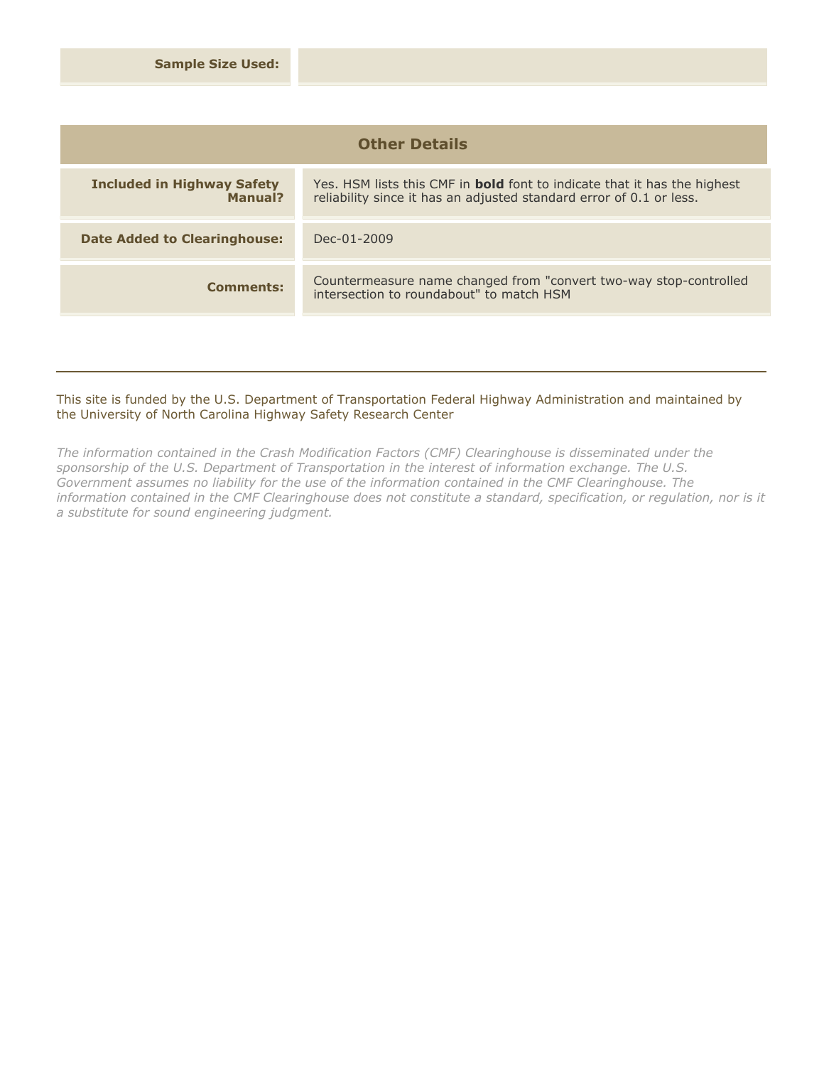| | |
|---|---|
| **Sample Size Used:** | |

## Other Details

| | |
|---|---|
| **Included in Highway Safety Manual?** | Yes. HSM lists this CMF in **bold** font to indicate that it has the highest reliability since it has an adjusted standard error of 0.1 or less. |
| **Date Added to Clearinghouse:** | Dec-01-2009 |
| **Comments:** | Countermeasure name changed from "convert two-way stop-controlled intersection to roundabout" to match HSM |

---

This site is funded by the U.S. Department of Transportation Federal Highway Administration and maintained by the University of North Carolina Highway Safety Research Center

*The information contained in the Crash Modification Factors (CMF) Clearinghouse is disseminated under the sponsorship of the U.S. Department of Transportation in the interest of information exchange. The U.S. Government assumes no liability for the use of the information contained in the CMF Clearinghouse. The information contained in the CMF Clearinghouse does not constitute a standard, specification, or regulation, nor is it a substitute for sound engineering judgment.*